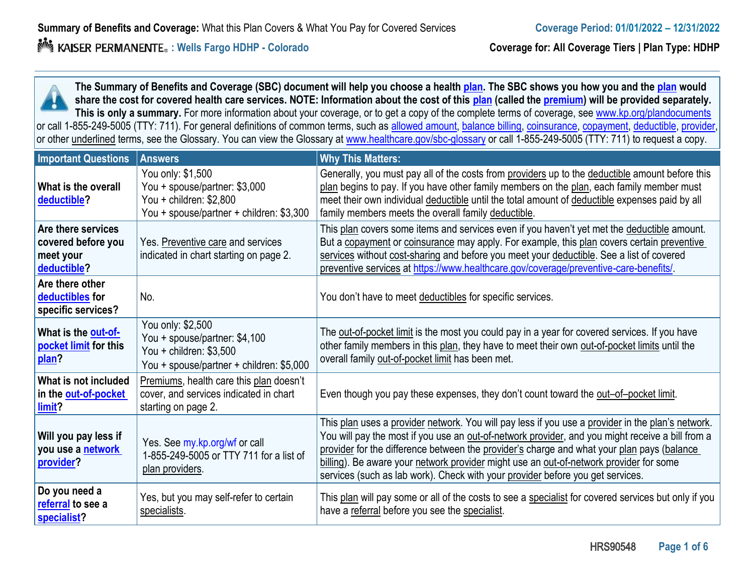**Summary of Benefits and Coverage:** What this Plan Covers & What You Pay for Covered Services

**Coverage Period: 01/01/2022 – 12/31/2022**

KAISER PERMANENTE : **Wells Fargo HDHP - Colorado**

**Coverage for: All Coverage Tiers | Plan Type: HDHP**

**The Summary of Benefits and Coverage (SBC) document will help you choose a health plan. The SBC shows you how you and the plan would share the cost for covered health care services. NOTE: Information about the cost of this plan (called the premium) will be provided separately. This is only a summary.** For more information about your coverage, or to get a copy of the complete terms of coverage, see www.kp.org/plandocuments or call 1-855-249-5005 (TTY: 711). For general definitions of common terms, such as allowed amount, balance billing, coinsurance, copayment, deductible, provider, or other underlined terms, see the Glossary. You can view the Glossary at www.healthcare.gov/sbc-glossary or call 1-855-249-5005 (TTY: 711) to request a copy.

| Important Questions | Answers | Why This Matters: |
|---|---|---|
| **What is the overall deductible?** | You only: $1,500<br>You + spouse/partner: $3,000<br>You + children: $2,800<br>You + spouse/partner + children: $3,300 | Generally, you must pay all of the costs from providers up to the deductible amount before this plan begins to pay. If you have other family members on the plan, each family member must meet their own individual deductible until the total amount of deductible expenses paid by all family members meets the overall family deductible. |
| **Are there services covered before you meet your deductible?** | Yes. Preventive care and services indicated in chart starting on page 2. | This plan covers some items and services even if you haven't yet met the deductible amount. But a copayment or coinsurance may apply. For example, this plan covers certain preventive services without cost-sharing and before you meet your deductible. See a list of covered preventive services at https://www.healthcare.gov/coverage/preventive-care-benefits/. |
| **Are there other deductibles for specific services?** | No. | You don't have to meet deductibles for specific services. |
| **What is the out-of-pocket limit for this plan?** | You only: $2,500<br>You + spouse/partner: $4,100<br>You + children: $3,500<br>You + spouse/partner + children: $5,000 | The out-of-pocket limit is the most you could pay in a year for covered services. If you have other family members in this plan, they have to meet their own out-of-pocket limits until the overall family out-of-pocket limit has been met. |
| **What is not included in the out-of-pocket limit?** | Premiums, health care this plan doesn't cover, and services indicated in chart starting on page 2. | Even though you pay these expenses, they don't count toward the out–of–pocket limit. |
| **Will you pay less if you use a network provider?** | Yes. See my.kp.org/wf or call 1-855-249-5005 or TTY 711 for a list of plan providers. | This plan uses a provider network. You will pay less if you use a provider in the plan's network. You will pay the most if you use an out-of-network provider, and you might receive a bill from a provider for the difference between the provider's charge and what your plan pays (balance billing). Be aware your network provider might use an out-of-network provider for some services (such as lab work). Check with your provider before you get services. |
| **Do you need a referral to see a specialist?** | Yes, but you may self-refer to certain specialists. | This plan will pay some or all of the costs to see a specialist for covered services but only if you have a referral before you see the specialist. |

HRS90548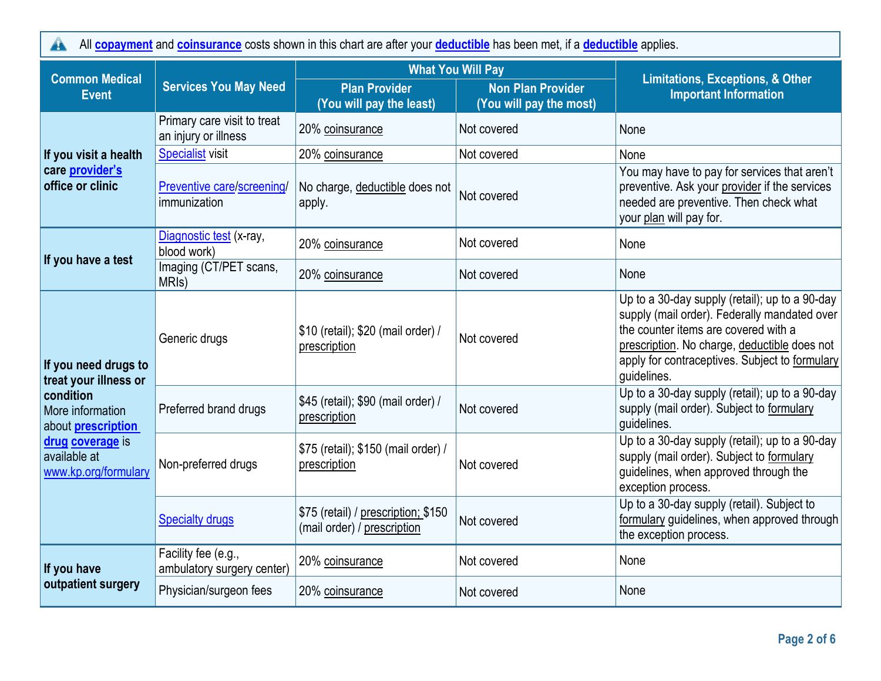All copayment and coinsurance costs shown in this chart are after your deductible has been met, if a deductible applies.

| Common Medical Event | Services You May Need | What You Will Pay | | Limitations, Exceptions, & Other Important Information |
|---|---|---|---|---|
| | | Plan Provider (You will pay the least) | Non Plan Provider (You will pay the most) | |
| If you visit a health care provider's office or clinic | Primary care visit to treat an injury or illness | 20% coinsurance | Not covered | None |
| | Specialist visit | 20% coinsurance | Not covered | None |
| | Preventive care/screening/ immunization | No charge, deductible does not apply. | Not covered | You may have to pay for services that aren't preventive. Ask your provider if the services needed are preventive. Then check what your plan will pay for. |
| If you have a test | Diagnostic test (x-ray, blood work) | 20% coinsurance | Not covered | None |
| | Imaging (CT/PET scans, MRIs) | 20% coinsurance | Not covered | None |
| If you need drugs to treat your illness or condition More information about prescription drug coverage is available at www.kp.org/formulary | Generic drugs | $10 (retail); $20 (mail order) / prescription | Not covered | Up to a 30-day supply (retail); up to a 90-day supply (mail order). Federally mandated over the counter items are covered with a prescription. No charge, deductible does not apply for contraceptives. Subject to formulary guidelines. |
| | Preferred brand drugs | $45 (retail); $90 (mail order) / prescription | Not covered | Up to a 30-day supply (retail); up to a 90-day supply (mail order). Subject to formulary guidelines. |
| | Non-preferred drugs | $75 (retail); $150 (mail order) / prescription | Not covered | Up to a 30-day supply (retail); up to a 90-day supply (mail order). Subject to formulary guidelines, when approved through the exception process. |
| | Specialty drugs | $75 (retail) / prescription; $150 (mail order) / prescription | Not covered | Up to a 30-day supply (retail). Subject to formulary guidelines, when approved through the exception process. |
| If you have outpatient surgery | Facility fee (e.g., ambulatory surgery center) | 20% coinsurance | Not covered | None |
| | Physician/surgeon fees | 20% coinsurance | Not covered | None |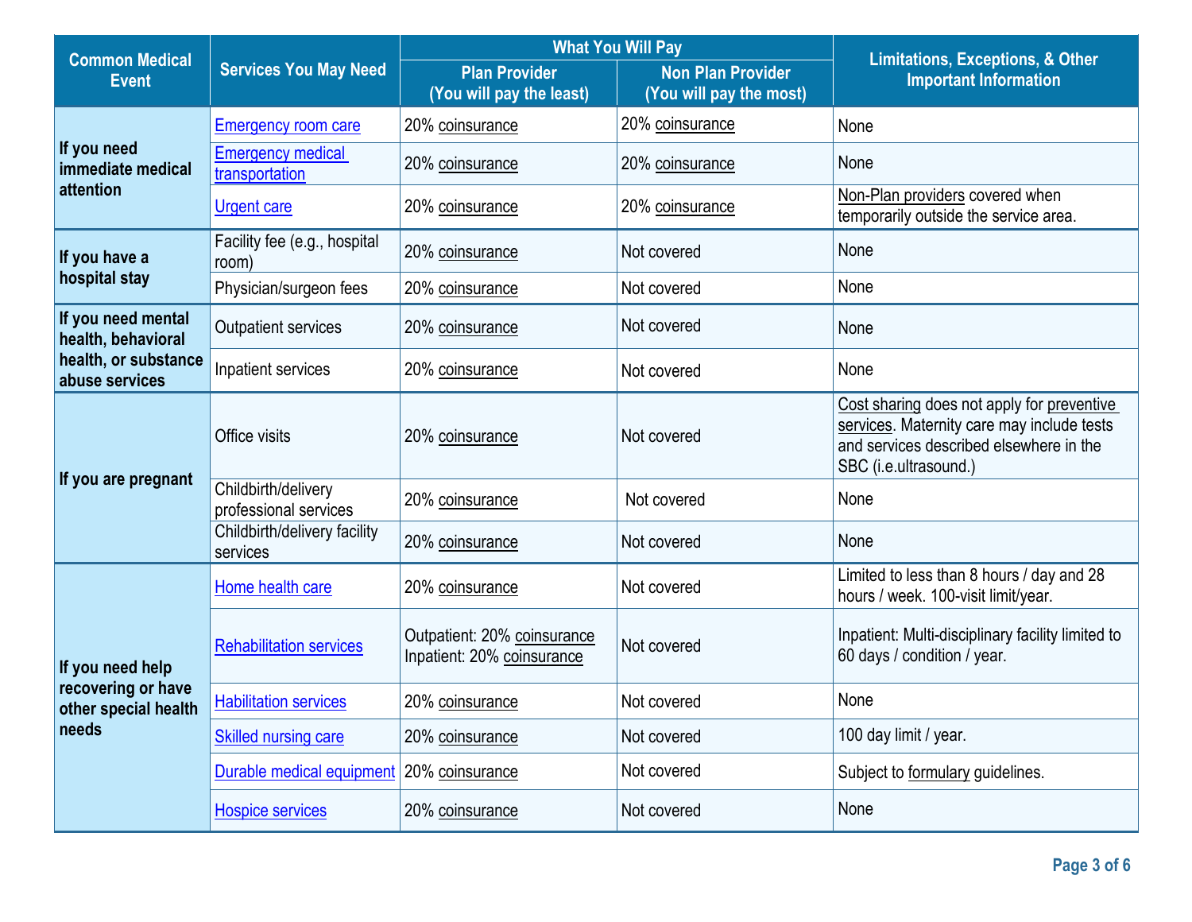| Common Medical Event | Services You May Need | What You Will Pay | | Limitations, Exceptions, & Other Important Information |
|---|---|---|---|---|
| | | Plan Provider (You will pay the least) | Non Plan Provider (You will pay the most) | |
| If you need immediate medical attention | Emergency room care | 20% coinsurance | 20% coinsurance | None |
| | Emergency medical transportation | 20% coinsurance | 20% coinsurance | None |
| | Urgent care | 20% coinsurance | 20% coinsurance | Non-Plan providers covered when temporarily outside the service area. |
| If you have a hospital stay | Facility fee (e.g., hospital room) | 20% coinsurance | Not covered | None |
| | Physician/surgeon fees | 20% coinsurance | Not covered | None |
| If you need mental health, behavioral health, or substance abuse services | Outpatient services | 20% coinsurance | Not covered | None |
| | Inpatient services | 20% coinsurance | Not covered | None |
| If you are pregnant | Office visits | 20% coinsurance | Not covered | Cost sharing does not apply for preventive services. Maternity care may include tests and services described elsewhere in the SBC (i.e.ultrasound.) |
| | Childbirth/delivery professional services | 20% coinsurance | Not covered | None |
| | Childbirth/delivery facility services | 20% coinsurance | Not covered | None |
| If you need help recovering or have other special health needs | Home health care | 20% coinsurance | Not covered | Limited to less than 8 hours / day and 28 hours / week. 100-visit limit/year. |
| | Rehabilitation services | Outpatient: 20% coinsurance<br>Inpatient: 20% coinsurance | Not covered | Inpatient: Multi-disciplinary facility limited to 60 days / condition / year. |
| | Habilitation services | 20% coinsurance | Not covered | None |
| | Skilled nursing care | 20% coinsurance | Not covered | 100 day limit / year. |
| | Durable medical equipment | 20% coinsurance | Not covered | Subject to formulary guidelines. |
| | Hospice services | 20% coinsurance | Not covered | None |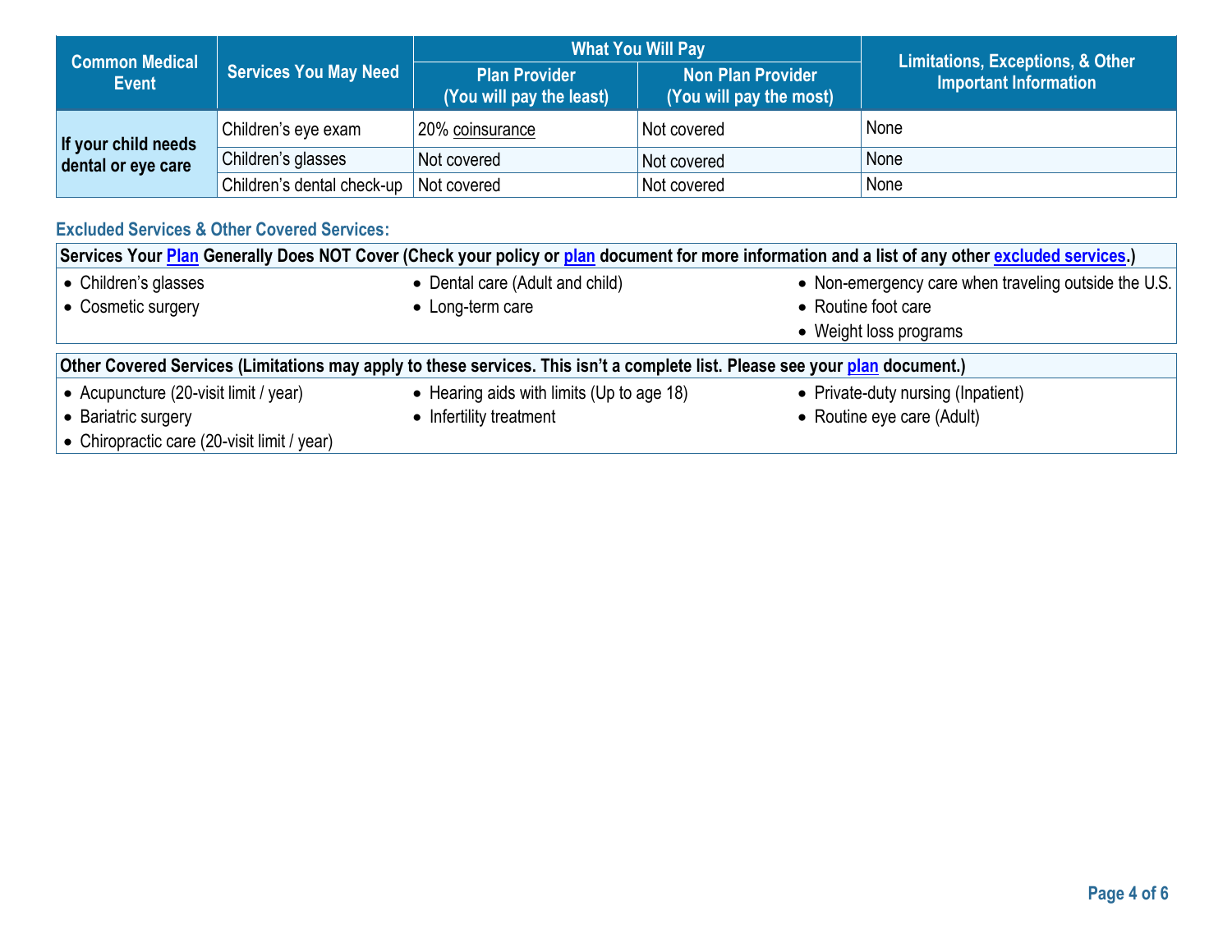| Common Medical Event | Services You May Need | What You Will Pay | | Limitations, Exceptions, & Other Important Information |
|---|---|---|---|---|
| | | Plan Provider (You will pay the least) | Non Plan Provider (You will pay the most) | |
| If your child needs dental or eye care | Children's eye exam | 20% coinsurance | Not covered | None |
| | Children's glasses | Not covered | Not covered | None |
| | Children's dental check-up | Not covered | Not covered | None |

## Excluded Services & Other Covered Services:

**Services Your Plan Generally Does NOT Cover (Check your policy or plan document for more information and a list of any other excluded services.)**

- Children's glasses
- Cosmetic surgery
- Dental care (Adult and child)
- Long-term care
- Non-emergency care when traveling outside the U.S.
- Routine foot care
- Weight loss programs

**Other Covered Services (Limitations may apply to these services. This isn't a complete list. Please see your plan document.)**

- Acupuncture (20-visit limit / year)
- Bariatric surgery
- Chiropractic care (20-visit limit / year)
- Hearing aids with limits (Up to age 18)
- Infertility treatment
- Private-duty nursing (Inpatient)
- Routine eye care (Adult)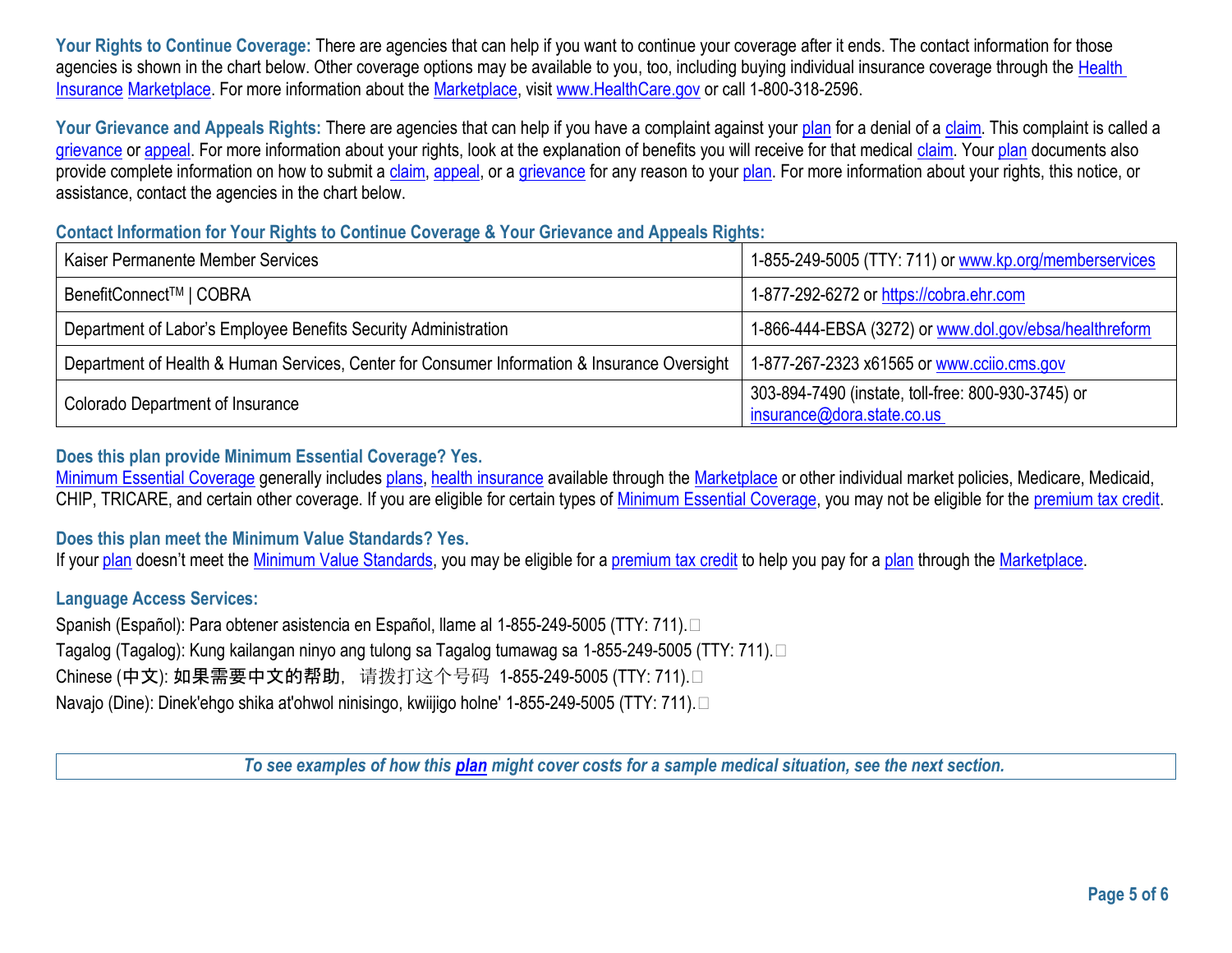**Your Rights to Continue Coverage:** There are agencies that can help if you want to continue your coverage after it ends. The contact information for those agencies is shown in the chart below. Other coverage options may be available to you, too, including buying individual insurance coverage through the Health Insurance Marketplace. For more information about the Marketplace, visit www.HealthCare.gov or call 1-800-318-2596.

**Your Grievance and Appeals Rights:** There are agencies that can help if you have a complaint against your plan for a denial of a claim. This complaint is called a grievance or appeal. For more information about your rights, look at the explanation of benefits you will receive for that medical claim. Your plan documents also provide complete information on how to submit a claim, appeal, or a grievance for any reason to your plan. For more information about your rights, this notice, or assistance, contact the agencies in the chart below.

### Contact Information for Your Rights to Continue Coverage & Your Grievance and Appeals Rights:

| | |
|---|---|
| Kaiser Permanente Member Services | 1-855-249-5005 (TTY: 711) or www.kp.org/memberservices |
| BenefitConnect™ \| COBRA | 1-877-292-6272 or https://cobra.ehr.com |
| Department of Labor's Employee Benefits Security Administration | 1-866-444-EBSA (3272) or www.dol.gov/ebsa/healthreform |
| Department of Health & Human Services, Center for Consumer Information & Insurance Oversight | 1-877-267-2323 x61565 or www.cciio.cms.gov |
| Colorado Department of Insurance | 303-894-7490 (instate, toll-free: 800-930-3745) or insurance@dora.state.co.us |

### Does this plan provide Minimum Essential Coverage? Yes.

Minimum Essential Coverage generally includes plans, health insurance available through the Marketplace or other individual market policies, Medicare, Medicaid, CHIP, TRICARE, and certain other coverage. If you are eligible for certain types of Minimum Essential Coverage, you may not be eligible for the premium tax credit.

### Does this plan meet the Minimum Value Standards? Yes.

If your plan doesn't meet the Minimum Value Standards, you may be eligible for a premium tax credit to help you pay for a plan through the Marketplace.

### Language Access Services:

Spanish (Español): Para obtener asistencia en Español, llame al 1-855-249-5005 (TTY: 711).

Tagalog (Tagalog): Kung kailangan ninyo ang tulong sa Tagalog tumawag sa 1-855-249-5005 (TTY: 711).

Chinese (中文): 如果需要中文的帮助，请拨打这个号码 1-855-249-5005 (TTY: 711).

Navajo (Dine): Dinek'ehgo shika at'ohwol ninisingo, kwiijigo holne' 1-855-249-5005 (TTY: 711).

***To see examples of how this plan might cover costs for a sample medical situation, see the next section.***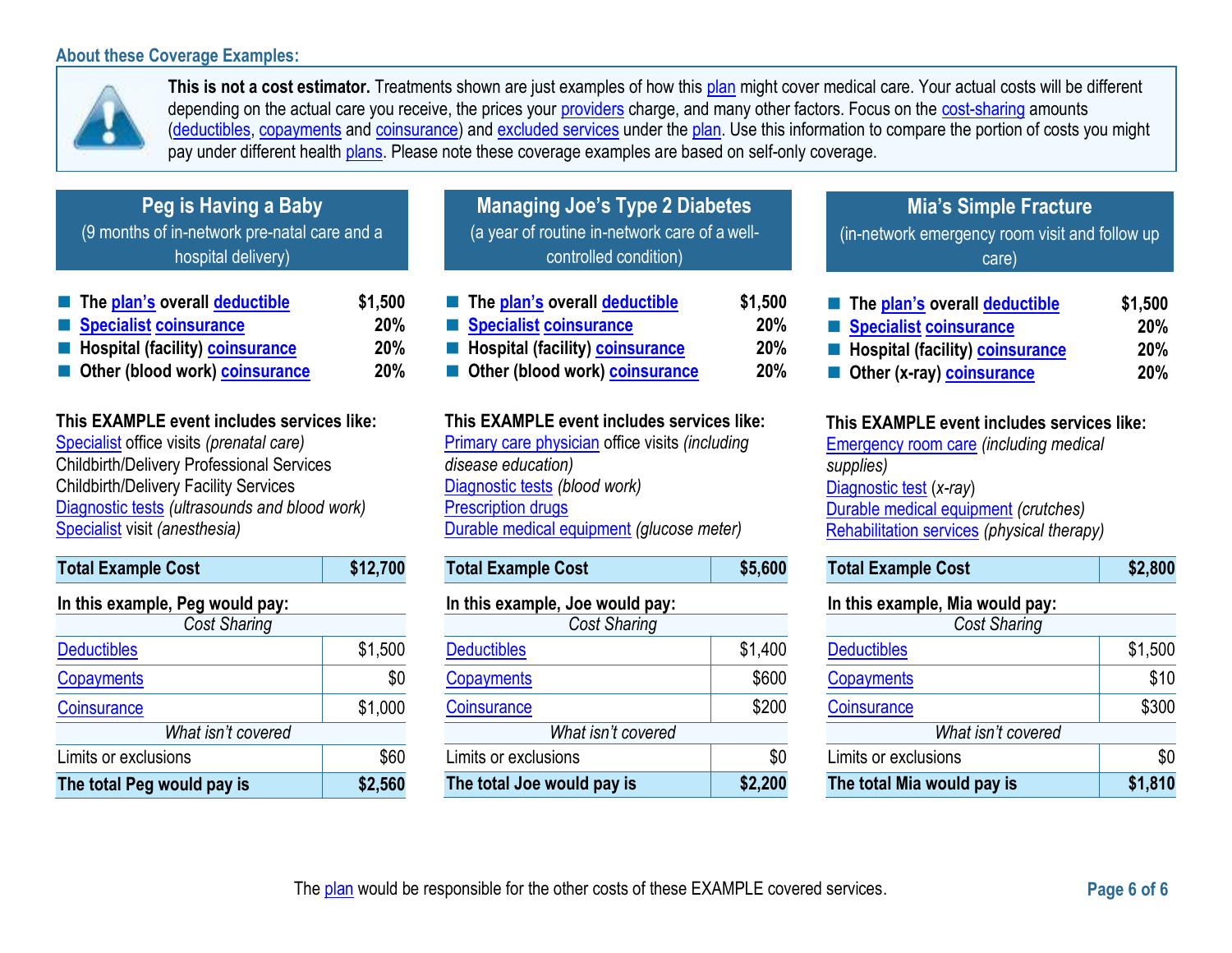## About these Coverage Examples:

**This is not a cost estimator.** Treatments shown are just examples of how this plan might cover medical care. Your actual costs will be different depending on the actual care you receive, the prices your providers charge, and many other factors. Focus on the cost-sharing amounts (deductibles, copayments and coinsurance) and excluded services under the plan. Use this information to compare the portion of costs you might pay under different health plans. Please note these coverage examples are based on self-only coverage.

### Peg is Having a Baby

(9 months of in-network pre-natal care and a hospital delivery)

- **The plan's overall deductible** — **$1,500**
- **Specialist coinsurance** — **20%**
- **Hospital (facility) coinsurance** — **20%**
- **Other (blood work) coinsurance** — **20%**

**This EXAMPLE event includes services like:**
Specialist office visits *(prenatal care)*
Childbirth/Delivery Professional Services
Childbirth/Delivery Facility Services
Diagnostic tests *(ultrasounds and blood work)*
Specialist visit *(anesthesia)*

| **Total Example Cost** | **$12,700** |
|---|---|
| **In this example, Peg would pay:** | |
| *Cost Sharing* | |
| Deductibles | $1,500 |
| Copayments | $0 |
| Coinsurance | $1,000 |
| *What isn't covered* | |
| Limits or exclusions | $60 |
| **The total Peg would pay is** | **$2,560** |

### Managing Joe's Type 2 Diabetes

(a year of routine in-network care of a well-controlled condition)

- **The plan's overall deductible** — **$1,500**
- **Specialist coinsurance** — **20%**
- **Hospital (facility) coinsurance** — **20%**
- **Other (blood work) coinsurance** — **20%**

**This EXAMPLE event includes services like:**
Primary care physician office visits *(including disease education)*
Diagnostic tests *(blood work)*
Prescription drugs
Durable medical equipment *(glucose meter)*

| **Total Example Cost** | **$5,600** |
|---|---|
| **In this example, Joe would pay:** | |
| *Cost Sharing* | |
| Deductibles | $1,400 |
| Copayments | $600 |
| Coinsurance | $200 |
| *What isn't covered* | |
| Limits or exclusions | $0 |
| **The total Joe would pay is** | **$2,200** |

### Mia's Simple Fracture

(in-network emergency room visit and follow up care)

- **The plan's overall deductible** — **$1,500**
- **Specialist coinsurance** — **20%**
- **Hospital (facility) coinsurance** — **20%**
- **Other (x-ray) coinsurance** — **20%**

**This EXAMPLE event includes services like:**
Emergency room care *(including medical supplies)*
Diagnostic test *(x-ray)*
Durable medical equipment *(crutches)*
Rehabilitation services *(physical therapy)*

| **Total Example Cost** | **$2,800** |
|---|---|
| **In this example, Mia would pay:** | |
| *Cost Sharing* | |
| Deductibles | $1,500 |
| Copayments | $10 |
| Coinsurance | $300 |
| *What isn't covered* | |
| Limits or exclusions | $0 |
| **The total Mia would pay is** | **$1,810** |

The plan would be responsible for the other costs of these EXAMPLE covered services.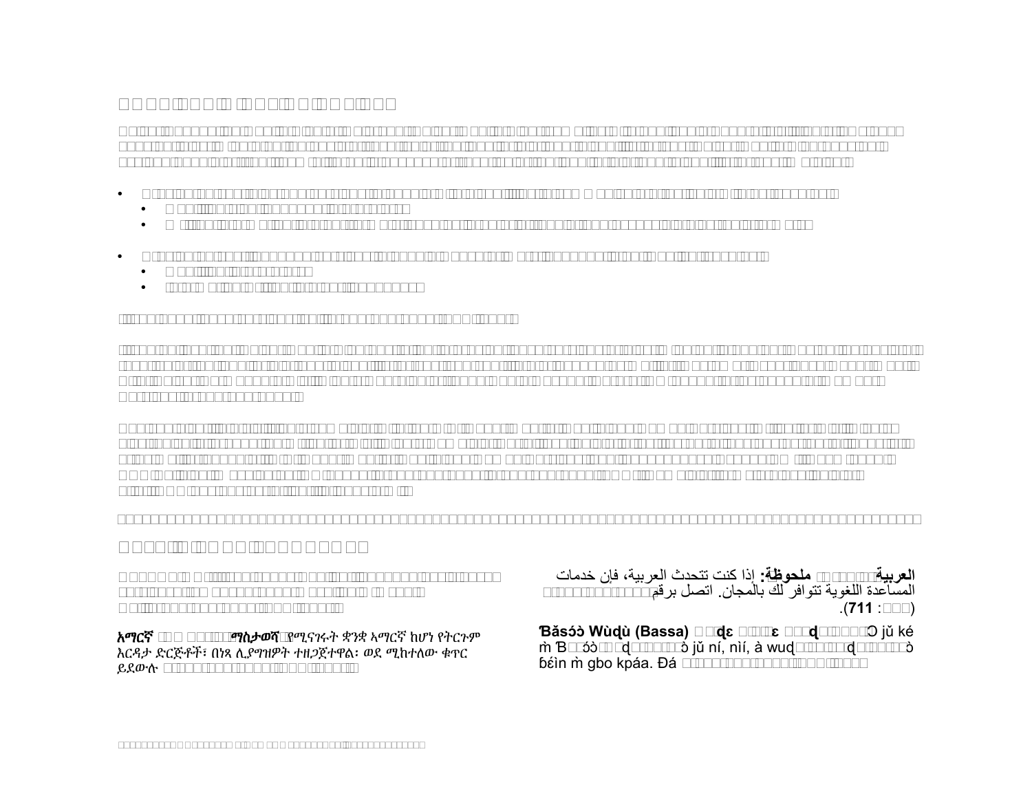**العربية** **ملحوظة:** إذا كنت تتحدث العربية، فإن خدمات المساعدة اللغوية تتوافر لك بالمجان. اتصل برقم (**711** :).

**አማርኛ** **ማስታወሻ፡** የሚናገሩት ቋንቋ አማርኛ ከሆነ የትርጉም እርዳታ ድርጅቶች፣ በነጻ ሊያግዝዎት ተዘጋጀተዋል፡ ወደ ሚከተለው ቁጥር ይደውሉ

**Ɓǎsɔ́ɔ̀ Wùɖù (Bassa)** Ɔ jǔ ké m̀ Ɓɔ́ɔ̀ ɔ̀ jǔ ní, nìí, à wuɖ ɔ̀ ɓɛ́in m̀ gbo kpáa. Ɖá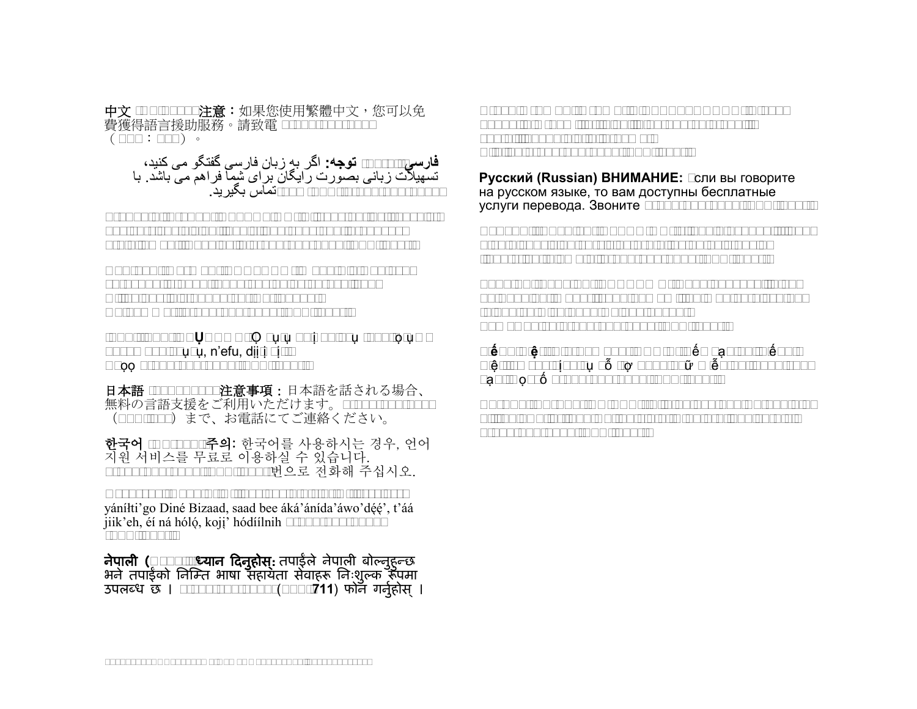**中文** 注意：如果您使用繁體中文，您可以免費獲得語言援助服務。請致電

（：）。

**فارسی** **توجه:** اگر به زبان فارسی گفتگو می کنید، تسهیلات زبانی بصورت رایگان برای شما فراهم می باشد. با تماس بگیرید.

Ụ Ọ ụ ụ ị ụ ọ ụ ụ ụ, n'efu, dịị ị ị ọọ

**日本語** **注意事項：** 日本語を話される場合、無料の言語支援をご利用いただけます。

（） まで、お電話にてご連絡ください。

**한국어** **주의:** 한국어를 사용하시는 경우, 언어 지원 서비스를 무료로 이용하실 수 있습니다. 번으로 전화해 주십시오.

yáníłti'go Diné Bizaad, saad bee áká'ánída'áwo'dę́ę́', t'áá jiik'eh, éí ná hóló, kojį' hódíílnih

**नेपाली (** **ध्यान दिनुहोस्:** तपाईंले नेपाली बोल्नुहुन्छ भने तपाईंको निम्ति भाषा सहायता सेवाहरू निःशुल्क रूपमा उपलब्ध छ । (**711**) फोन गर्नुहोस् ।

**Русский (Russian) ВНИМАНИЕ:** сли вы говорите на русском языке, то вам доступны бесплатные услуги перевода. Звоните

ế ệ ế ạ ế ệ ị ụ ỗ ợ ữ ễ ạ ọ ố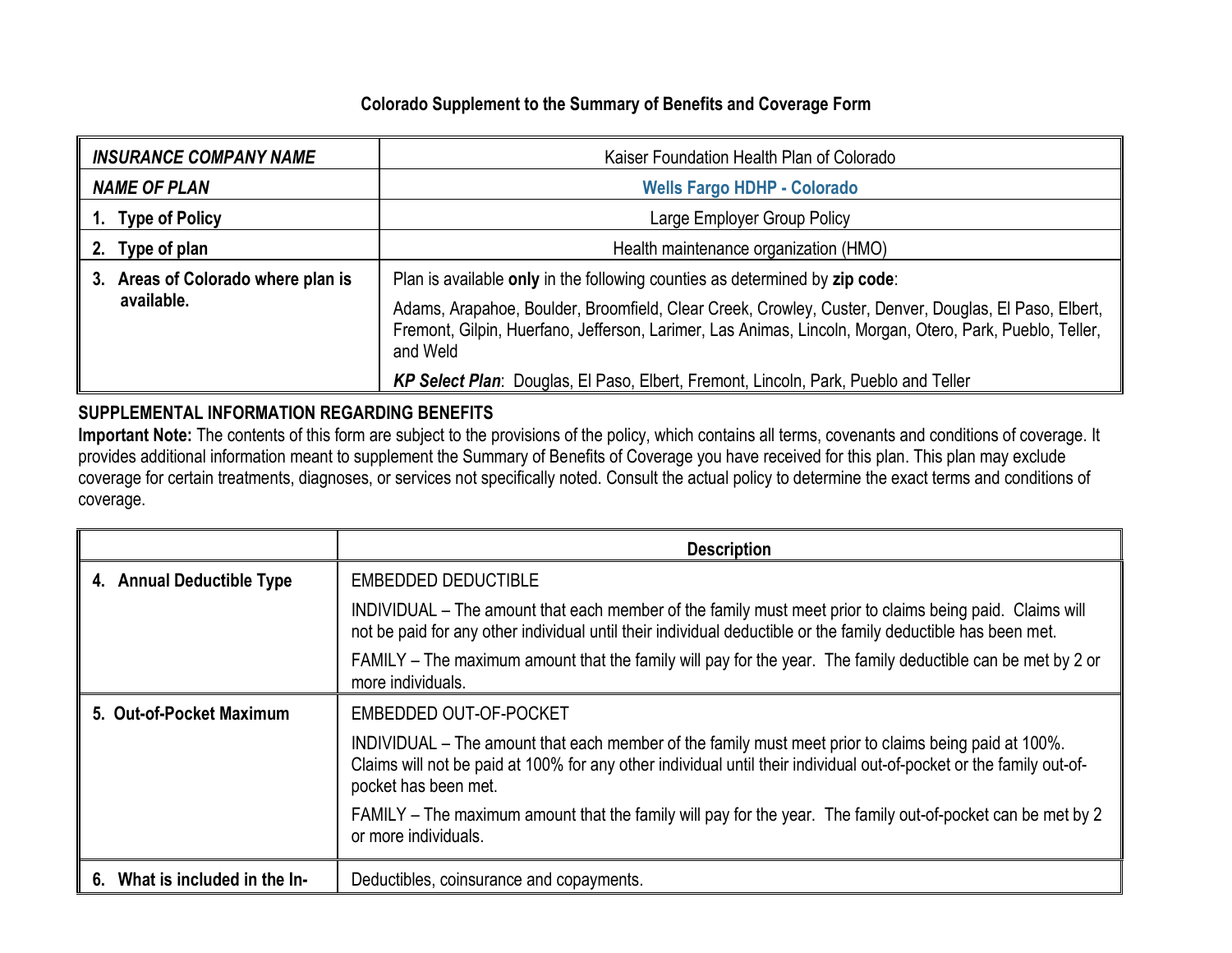**Colorado Supplement to the Summary of Benefits and Coverage Form**

| | |
|---|---|
| ***INSURANCE COMPANY NAME*** | Kaiser Foundation Health Plan of Colorado |
| ***NAME OF PLAN*** | **Wells Fargo HDHP - Colorado** |
| **1. Type of Policy** | Large Employer Group Policy |
| **2. Type of plan** | Health maintenance organization (HMO) |
| **3. Areas of Colorado where plan is available.** | Plan is available **only** in the following counties as determined by **zip code**: <br> Adams, Arapahoe, Boulder, Broomfield, Clear Creek, Crowley, Custer, Denver, Douglas, El Paso, Elbert, Fremont, Gilpin, Huerfano, Jefferson, Larimer, Las Animas, Lincoln, Morgan, Otero, Park, Pueblo, Teller, and Weld <br> ***KP Select Plan***: Douglas, El Paso, Elbert, Fremont, Lincoln, Park, Pueblo and Teller |

**SUPPLEMENTAL INFORMATION REGARDING BENEFITS**

**Important Note:** The contents of this form are subject to the provisions of the policy, which contains all terms, covenants and conditions of coverage. It provides additional information meant to supplement the Summary of Benefits of Coverage you have received for this plan. This plan may exclude coverage for certain treatments, diagnoses, or services not specifically noted. Consult the actual policy to determine the exact terms and conditions of coverage.

| | Description |
|---|---|
| **4. Annual Deductible Type** | EMBEDDED DEDUCTIBLE <br> INDIVIDUAL – The amount that each member of the family must meet prior to claims being paid. Claims will not be paid for any other individual until their individual deductible or the family deductible has been met. <br> FAMILY – The maximum amount that the family will pay for the year. The family deductible can be met by 2 or more individuals. |
| **5. Out-of-Pocket Maximum** | EMBEDDED OUT-OF-POCKET <br> INDIVIDUAL – The amount that each member of the family must meet prior to claims being paid at 100%. Claims will not be paid at 100% for any other individual until their individual out-of-pocket or the family out-of-pocket has been met. <br> FAMILY – The maximum amount that the family will pay for the year. The family out-of-pocket can be met by 2 or more individuals. |
| **6. What is included in the In-** | Deductibles, coinsurance and copayments. |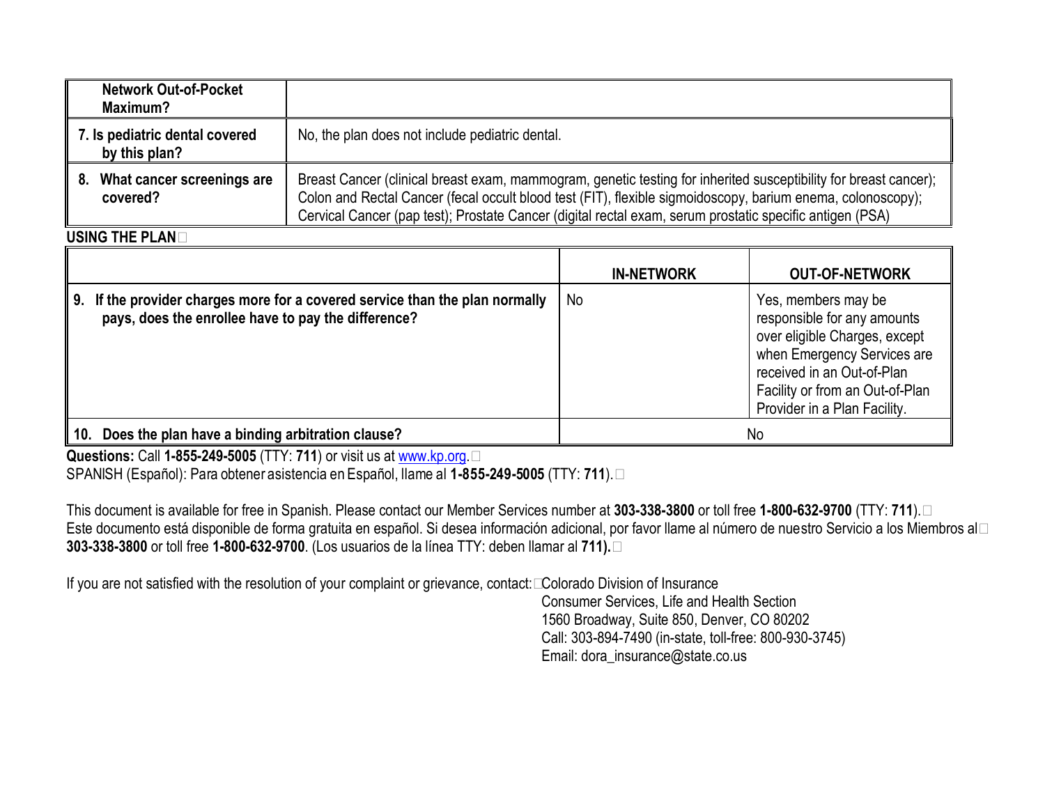| | |
|---|---|
| Network Out-of-Pocket Maximum? | |
| **7. Is pediatric dental covered by this plan?** | No, the plan does not include pediatric dental. |
| **8. What cancer screenings are covered?** | Breast Cancer (clinical breast exam, mammogram, genetic testing for inherited susceptibility for breast cancer); Colon and Rectal Cancer (fecal occult blood test (FIT), flexible sigmoidoscopy, barium enema, colonoscopy); Cervical Cancer (pap test); Prostate Cancer (digital rectal exam, serum prostatic specific antigen (PSA) |

**USING THE PLAN**

| | IN-NETWORK | OUT-OF-NETWORK |
|---|---|---|
| **9. If the provider charges more for a covered service than the plan normally pays, does the enrollee have to pay the difference?** | No | Yes, members may be responsible for any amounts over eligible Charges, except when Emergency Services are received in an Out-of-Plan Facility or from an Out-of-Plan Provider in a Plan Facility. |
| **10. Does the plan have a binding arbitration clause?** | No | |

**Questions:** Call **1-855-249-5005** (TTY: **711**) or visit us at www.kp.org.
SPANISH (Español): Para obtener asistencia en Español, llame al **1-855-249-5005** (TTY: **711**).

This document is available for free in Spanish. Please contact our Member Services number at **303-338-3800** or toll free **1-800-632-9700** (TTY: **711**).
Este documento está disponible de forma gratuita en español. Si desea información adicional, por favor llame al número de nuestro Servicio a los Miembros al **303-338-3800** or toll free **1-800-632-9700**. (Los usuarios de la línea TTY: deben llamar al **711).**

If you are not satisfied with the resolution of your complaint or grievance, contact: Colorado Division of Insurance
Consumer Services, Life and Health Section
1560 Broadway, Suite 850, Denver, CO 80202
Call: 303-894-7490 (in-state, toll-free: 800-930-3745)
Email: dora_insurance@state.co.us